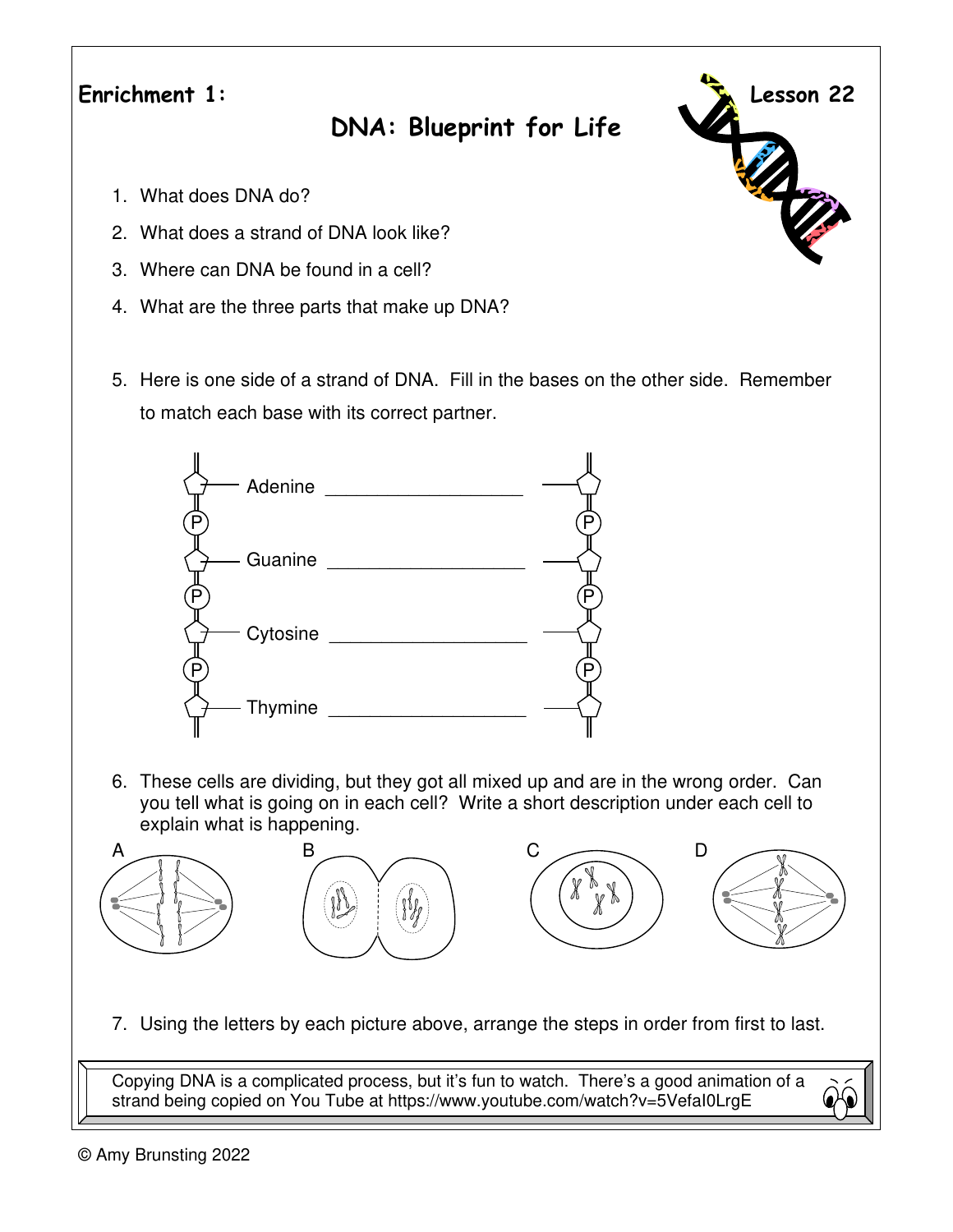Enrichment 1: Lesson 22

# DNA: Blueprint for Life

1. What does DNA do?
2. What does a strand of DNA look like?
3. Where can DNA be found in a cell?
4. What are the three parts that make up DNA?

5. Here is one side of a strand of DNA. Fill in the bases on the other side. Remember to match each base with its correct partner.

Adenine ____________________

Guanine ____________________

Cytosine ____________________

Thymine ____________________

6. These cells are dividing, but they got all mixed up and are in the wrong order. Can you tell what is going on in each cell? Write a short description under each cell to explain what is happening.

A B C D

7. Using the letters by each picture above, arrange the steps in order from first to last.

Copying DNA is a complicated process, but it's fun to watch. There's a good animation of a strand being copied on You Tube at https://www.youtube.com/watch?v=5VefaI0LrgE

© Amy Brunsting 2022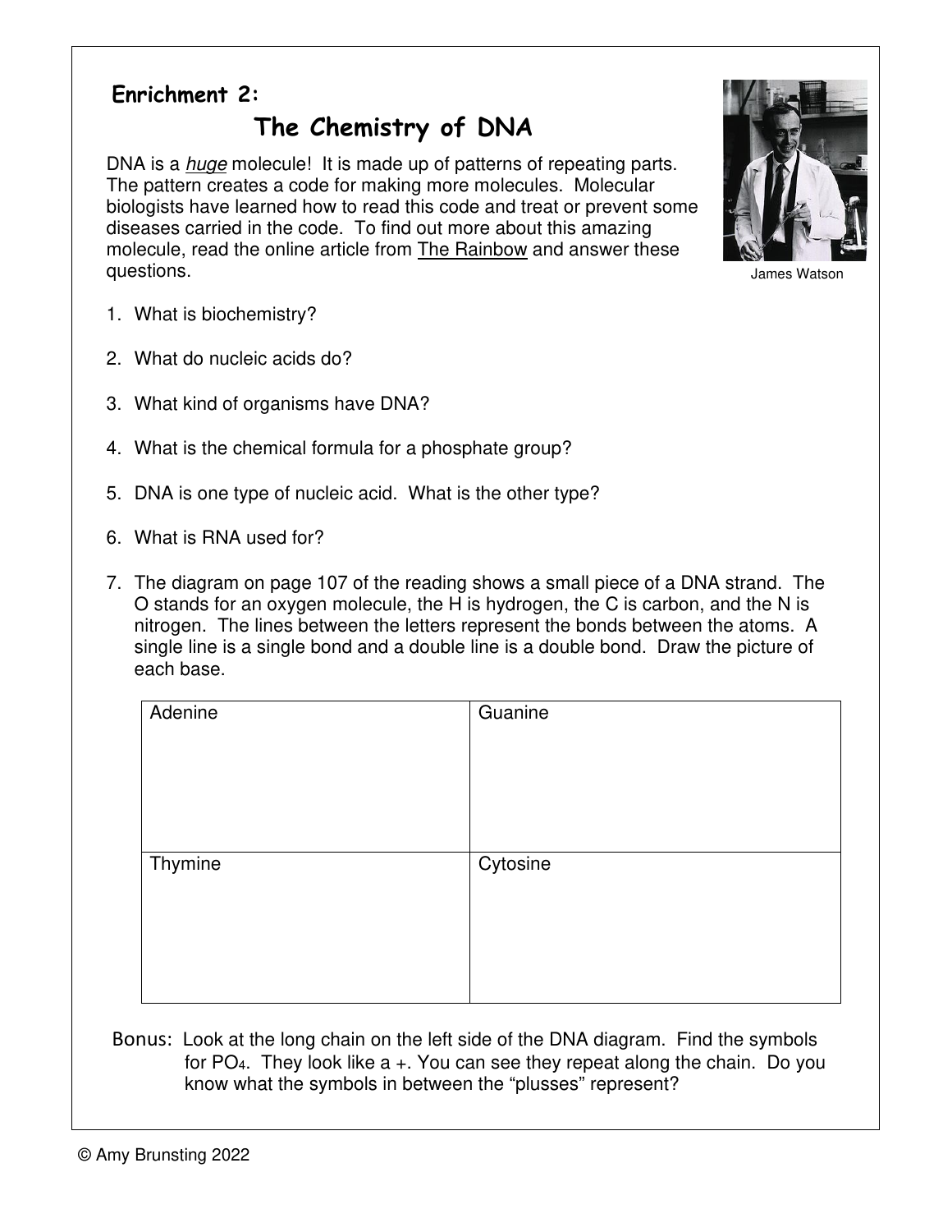**Enrichment 2:**

## The Chemistry of DNA

DNA is a *huge* molecule! It is made up of patterns of repeating parts. The pattern creates a code for making more molecules. Molecular biologists have learned how to read this code and treat or prevent some diseases carried in the code. To find out more about this amazing molecule, read the online article from The Rainbow and answer these questions.

James Watson

1. What is biochemistry?
2. What do nucleic acids do?
3. What kind of organisms have DNA?
4. What is the chemical formula for a phosphate group?
5. DNA is one type of nucleic acid. What is the other type?
6. What is RNA used for?
7. The diagram on page 107 of the reading shows a small piece of a DNA strand. The O stands for an oxygen molecule, the H is hydrogen, the C is carbon, and the N is nitrogen. The lines between the letters represent the bonds between the atoms. A single line is a single bond and a double line is a double bond. Draw the picture of each base.

| | |
|---|---|
| Adenine | Guanine |
| Thymine | Cytosine |

Bonus: Look at the long chain on the left side of the DNA diagram. Find the symbols for $PO_4$. They look like a +. You can see they repeat along the chain. Do you know what the symbols in between the "plusses" represent?

© Amy Brunsting 2022